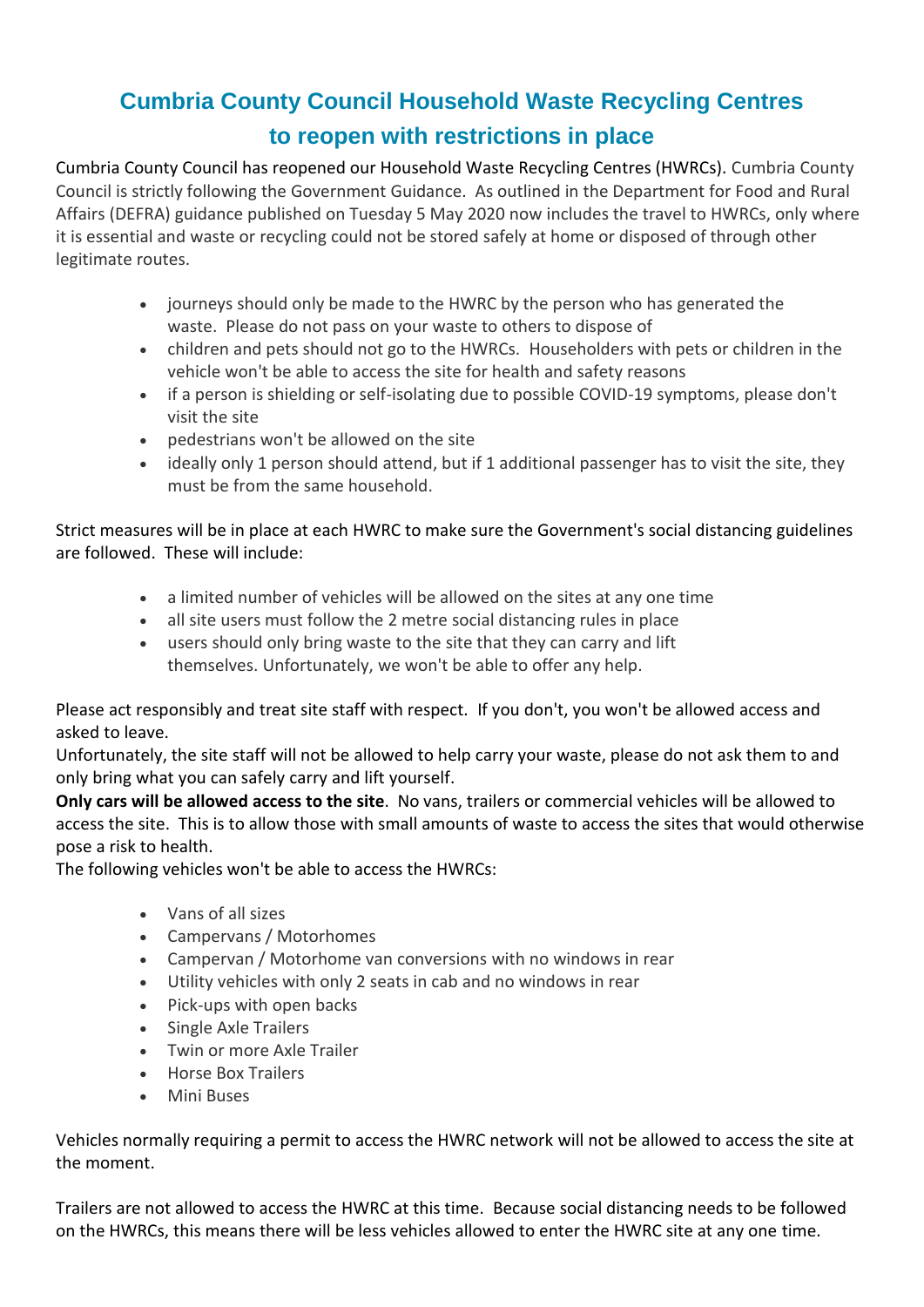# Cumbria County Council Household Waste Recycling Centres to reopen with restrictions in place

Cumbria County Council has reopened our Household Waste Recycling Centres (HWRCs). Cumbria County Council is strictly following the Government Guidance. As outlined in the Department for Food and Rural Affairs (DEFRA) guidance published on Tuesday 5 May 2020 now includes the travel to HWRCs, only where it is essential and waste or recycling could not be stored safely at home or disposed of through other legitimate routes.

- journeys should only be made to the HWRC by the person who has generated the waste. Please do not pass on your waste to others to dispose of
- children and pets should not go to the HWRCs. Householders with pets or children in the vehicle won't be able to access the site for health and safety reasons
- if a person is shielding or self-isolating due to possible COVID-19 symptoms, please don't visit the site
- pedestrians won't be allowed on the site
- ideally only 1 person should attend, but if 1 additional passenger has to visit the site, they must be from the same household.

Strict measures will be in place at each HWRC to make sure the Government's social distancing guidelines are followed. These will include:

- a limited number of vehicles will be allowed on the sites at any one time
- all site users must follow the 2 metre social distancing rules in place
- users should only bring waste to the site that they can carry and lift themselves. Unfortunately, we won't be able to offer any help.

Please act responsibly and treat site staff with respect. If you don't, you won't be allowed access and asked to leave.
Unfortunately, the site staff will not be allowed to help carry your waste, please do not ask them to and only bring what you can safely carry and lift yourself.
**Only cars will be allowed access to the site**. No vans, trailers or commercial vehicles will be allowed to access the site. This is to allow those with small amounts of waste to access the sites that would otherwise pose a risk to health.
The following vehicles won't be able to access the HWRCs:

- Vans of all sizes
- Campervans / Motorhomes
- Campervan / Motorhome van conversions with no windows in rear
- Utility vehicles with only 2 seats in cab and no windows in rear
- Pick-ups with open backs
- Single Axle Trailers
- Twin or more Axle Trailer
- Horse Box Trailers
- Mini Buses

Vehicles normally requiring a permit to access the HWRC network will not be allowed to access the site at the moment.

Trailers are not allowed to access the HWRC at this time. Because social distancing needs to be followed on the HWRCs, this means there will be less vehicles allowed to enter the HWRC site at any one time.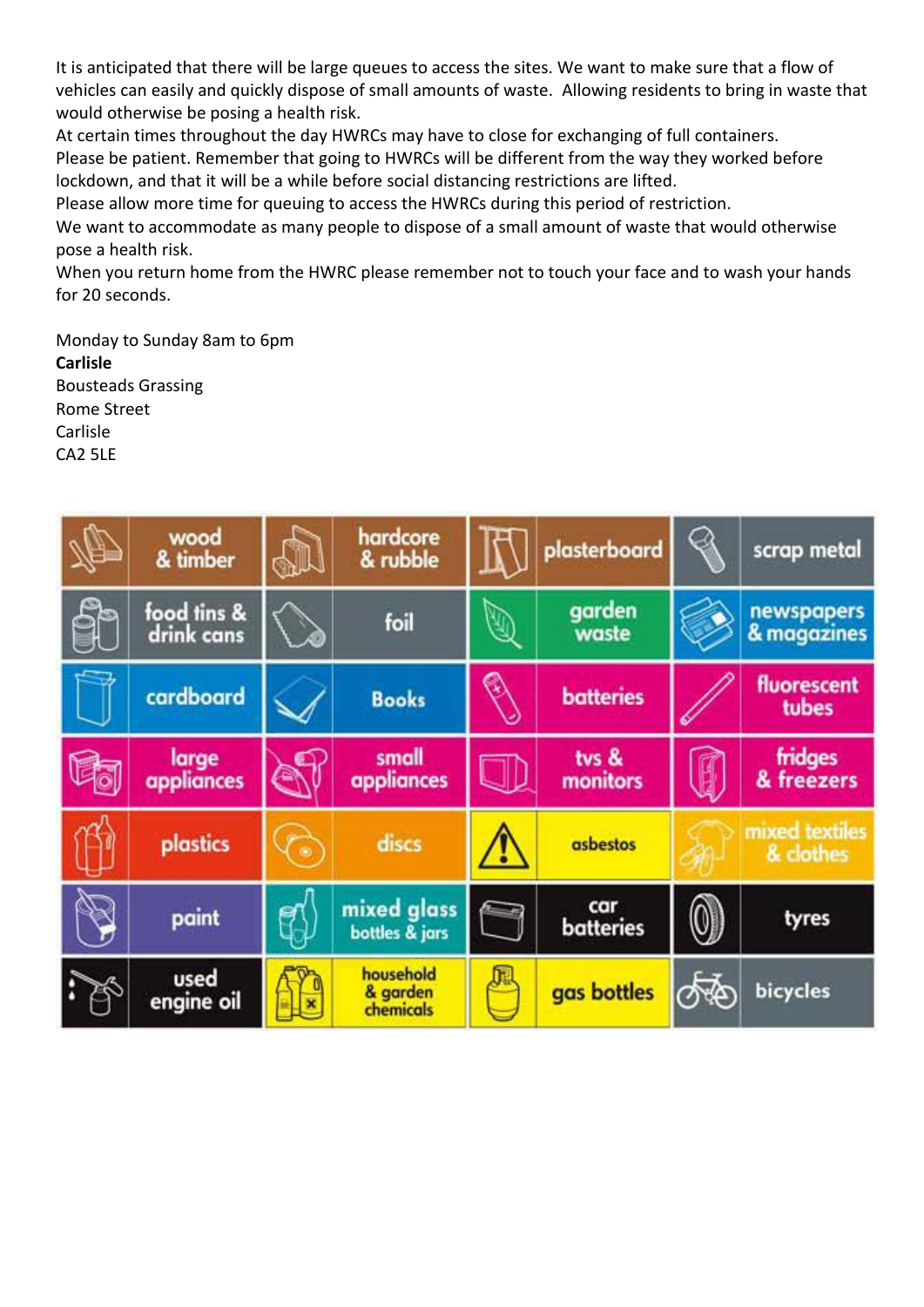It is anticipated that there will be large queues to access the sites. We want to make sure that a flow of vehicles can easily and quickly dispose of small amounts of waste. Allowing residents to bring in waste that would otherwise be posing a health risk.

At certain times throughout the day HWRCs may have to close for exchanging of full containers.

Please be patient. Remember that going to HWRCs will be different from the way they worked before lockdown, and that it will be a while before social distancing restrictions are lifted.

Please allow more time for queuing to access the HWRCs during this period of restriction.

We want to accommodate as many people to dispose of a small amount of waste that would otherwise pose a health risk.

When you return home from the HWRC please remember not to touch your face and to wash your hands for 20 seconds.

Monday to Sunday 8am to 6pm

**Carlisle**

Bousteads Grassing
Rome Street
Carlisle
CA2 5LE

| | | | |
|---|---|---|---|
| wood & timber | hardcore & rubble | plasterboard | scrap metal |
| food tins & drink cans | foil | garden waste | newspapers & magazines |
| cardboard | Books | batteries | fluorescent tubes |
| large appliances | small appliances | tvs & monitors | fridges & freezers |
| plastics | discs | asbestos | mixed textiles & clothes |
| paint | mixed glass bottles & jars | car batteries | tyres |
| used engine oil | household & garden chemicals | gas bottles | bicycles |